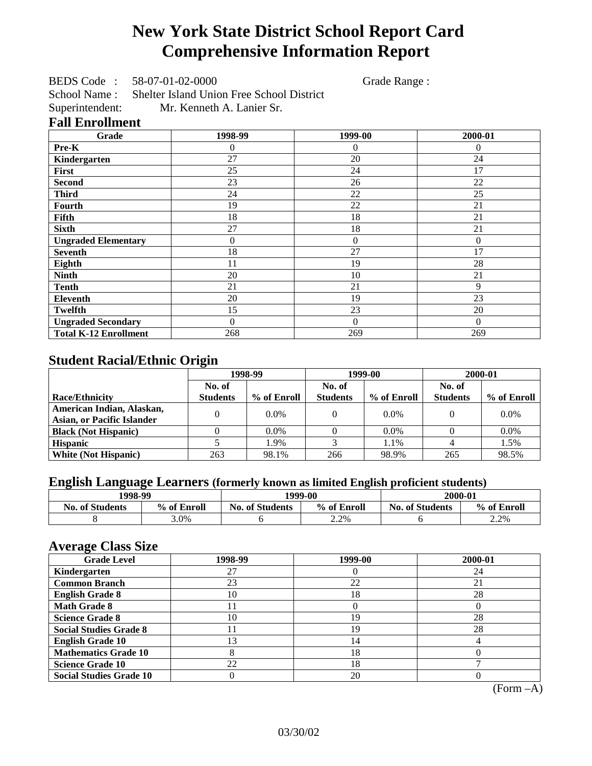# New York State District School Report Card
# Comprehensive Information Report

BEDS Code : 58-07-01-02-0000 Grade Range :

School Name : Shelter Island Union Free School District

Superintendent: Mr. Kenneth A. Lanier Sr.

## Fall Enrollment

| Grade | 1998-99 | 1999-00 | 2000-01 |
|---|---|---|---|
| Pre-K | 0 | 0 | 0 |
| Kindergarten | 27 | 20 | 24 |
| First | 25 | 24 | 17 |
| Second | 23 | 26 | 22 |
| Third | 24 | 22 | 25 |
| Fourth | 19 | 22 | 21 |
| Fifth | 18 | 18 | 21 |
| Sixth | 27 | 18 | 21 |
| Ungraded Elementary | 0 | 0 | 0 |
| Seventh | 18 | 27 | 17 |
| Eighth | 11 | 19 | 28 |
| Ninth | 20 | 10 | 21 |
| Tenth | 21 | 21 | 9 |
| Eleventh | 20 | 19 | 23 |
| Twelfth | 15 | 23 | 20 |
| Ungraded Secondary | 0 | 0 | 0 |
| Total K-12 Enrollment | 268 | 269 | 269 |

## Student Racial/Ethnic Origin

| | 1998-99 | | 1999-00 | | 2000-01 | |
|---|---|---|---|---|---|---|
| Race/Ethnicity | No. of Students | % of Enroll | No. of Students | % of Enroll | No. of Students | % of Enroll |
| American Indian, Alaskan, Asian, or Pacific Islander | 0 | 0.0% | 0 | 0.0% | 0 | 0.0% |
| Black (Not Hispanic) | 0 | 0.0% | 0 | 0.0% | 0 | 0.0% |
| Hispanic | 5 | 1.9% | 3 | 1.1% | 4 | 1.5% |
| White (Not Hispanic) | 263 | 98.1% | 266 | 98.9% | 265 | 98.5% |

## English Language Learners (formerly known as limited English proficient students)

| 1998-99 | | 1999-00 | | 2000-01 | |
|---|---|---|---|---|---|
| No. of Students | % of Enroll | No. of Students | % of Enroll | No. of Students | % of Enroll |
| 8 | 3.0% | 6 | 2.2% | 6 | 2.2% |

## Average Class Size

| Grade Level | 1998-99 | 1999-00 | 2000-01 |
|---|---|---|---|
| Kindergarten | 27 | 0 | 24 |
| Common Branch | 23 | 22 | 21 |
| English Grade 8 | 10 | 18 | 28 |
| Math Grade 8 | 11 | 0 | 0 |
| Science Grade 8 | 10 | 19 | 28 |
| Social Studies Grade 8 | 11 | 19 | 28 |
| English Grade 10 | 13 | 14 | 4 |
| Mathematics Grade 10 | 8 | 18 | 0 |
| Science Grade 10 | 22 | 18 | 7 |
| Social Studies Grade 10 | 0 | 20 | 0 |

(Form –A)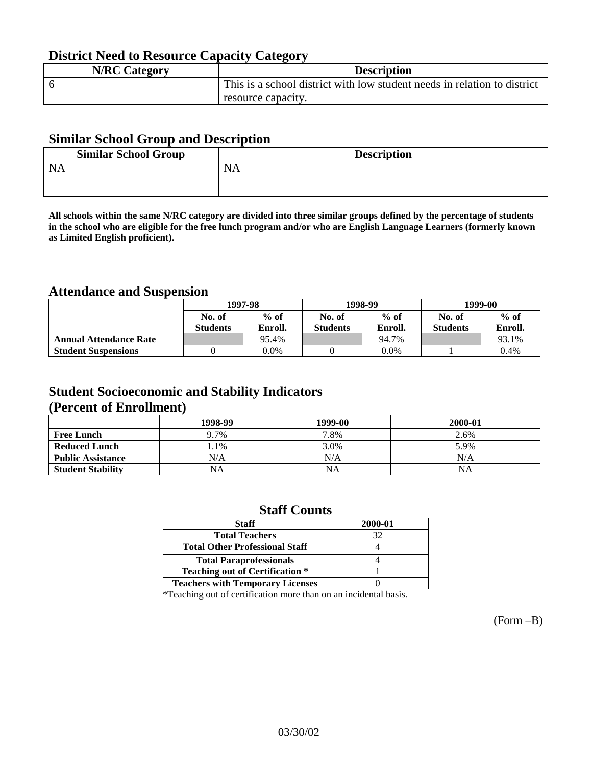## District Need to Resource Capacity Category

| N/RC Category | Description |
|---|---|
| 6 | This is a school district with low student needs in relation to district resource capacity. |

## Similar School Group and Description

| Similar School Group | Description |
|---|---|
| NA | NA |

**All schools within the same N/RC category are divided into three similar groups defined by the percentage of students in the school who are eligible for the free lunch program and/or who are English Language Learners (formerly known as Limited English proficient).**

## Attendance and Suspension

| | 1997-98 | | 1998-99 | | 1999-00 | |
|---|---|---|---|---|---|---|
| | No. of Students | % of Enroll. | No. of Students | % of Enroll. | No. of Students | % of Enroll. |
| **Annual Attendance Rate** | | 95.4% | | 94.7% | | 93.1% |
| **Student Suspensions** | 0 | 0.0% | 0 | 0.0% | 1 | 0.4% |

## Student Socioeconomic and Stability Indicators (Percent of Enrollment)

| | 1998-99 | 1999-00 | 2000-01 |
|---|---|---|---|
| **Free Lunch** | 9.7% | 7.8% | 2.6% |
| **Reduced Lunch** | 1.1% | 3.0% | 5.9% |
| **Public Assistance** | N/A | N/A | N/A |
| **Student Stability** | NA | NA | NA |

## Staff Counts

| Staff | 2000-01 |
|---|---|
| Total Teachers | 32 |
| Total Other Professional Staff | 4 |
| Total Paraprofessionals | 4 |
| Teaching out of Certification * | 1 |
| Teachers with Temporary Licenses | 0 |

*Teaching out of certification more than on an incidental basis.

(Form –B)

03/30/02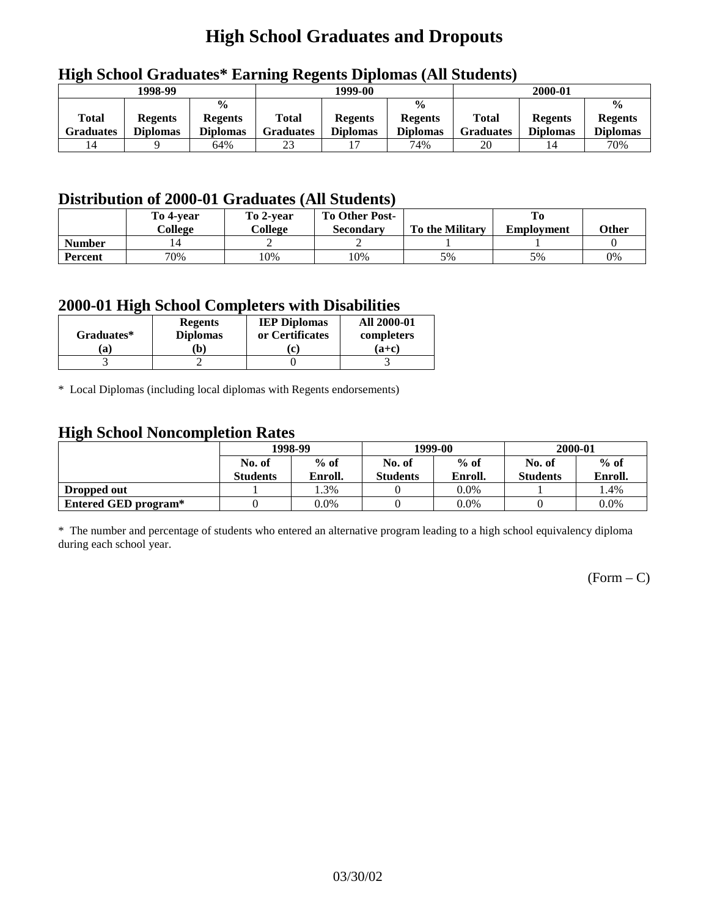# High School Graduates and Dropouts

## High School Graduates* Earning Regents Diplomas (All Students)

| 1998-99 | | | 1999-00 | | | 2000-01 | | |
|---|---|---|---|---|---|---|---|---|
| Total Graduates | Regents Diplomas | % Regents Diplomas | Total Graduates | Regents Diplomas | % Regents Diplomas | Total Graduates | Regents Diplomas | % Regents Diplomas |
| 14 | 9 | 64% | 23 | 17 | 74% | 20 | 14 | 70% |

## Distribution of 2000-01 Graduates (All Students)

| | To 4-year College | To 2-year College | To Other Post-Secondary | To the Military | To Employment | Other |
|---|---|---|---|---|---|---|
| **Number** | 14 | 2 | 2 | 1 | 1 | 0 |
| **Percent** | 70% | 10% | 10% | 5% | 5% | 0% |

## 2000-01 High School Completers with Disabilities

| Graduates* (a) | Regents Diplomas (b) | IEP Diplomas or Certificates (c) | All 2000-01 completers (a+c) |
|---|---|---|---|
| 3 | 2 | 0 | 3 |

* Local Diplomas (including local diplomas with Regents endorsements)

## High School Noncompletion Rates

| | 1998-99 | | 1999-00 | | 2000-01 | |
|---|---|---|---|---|---|---|
| | No. of Students | % of Enroll. | No. of Students | % of Enroll. | No. of Students | % of Enroll. |
| **Dropped out** | 1 | 1.3% | 0 | 0.0% | 1 | 1.4% |
| **Entered GED program*** | 0 | 0.0% | 0 | 0.0% | 0 | 0.0% |

* The number and percentage of students who entered an alternative program leading to a high school equivalency diploma during each school year.

(Form – C)

03/30/02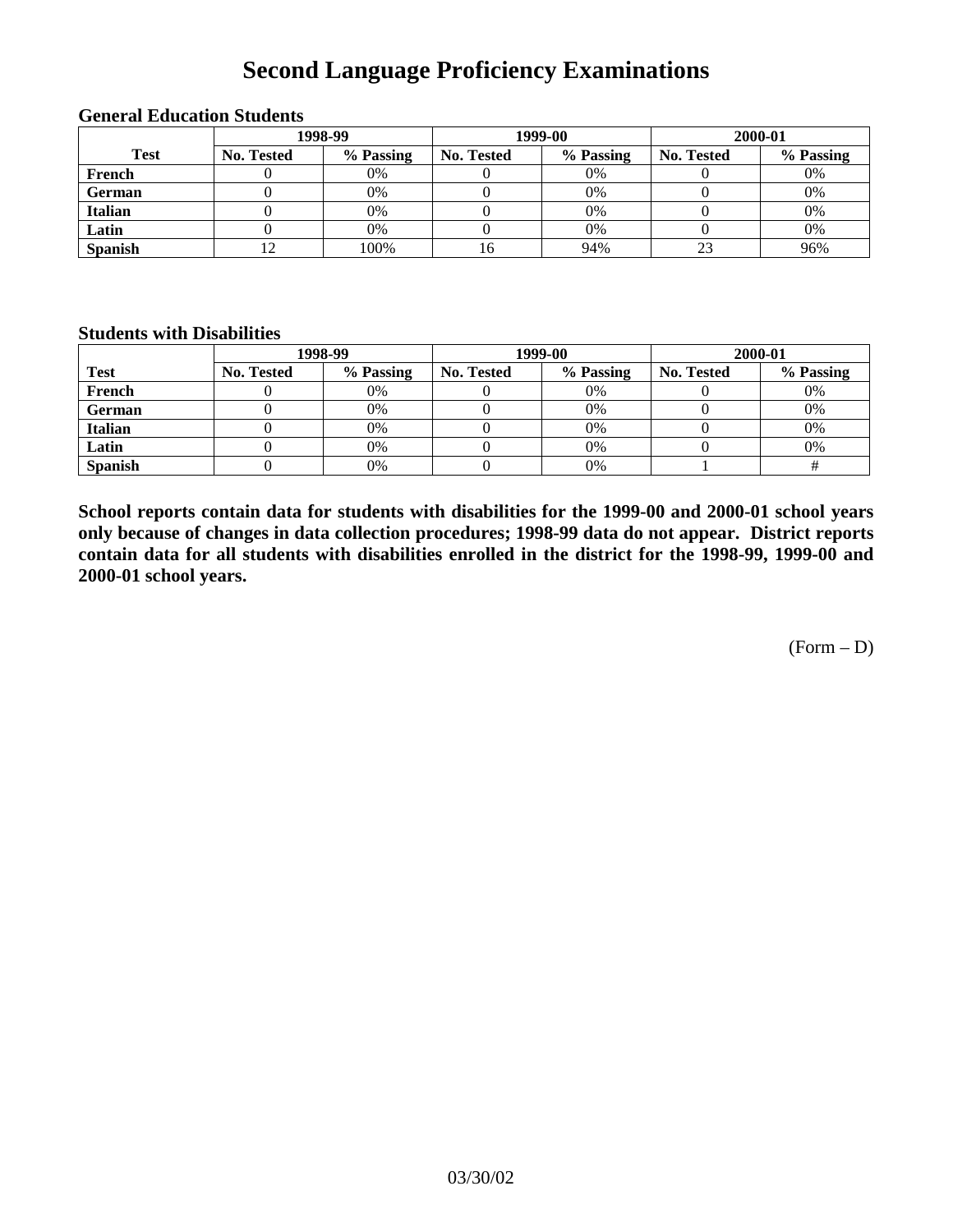# Second Language Proficiency Examinations

### General Education Students

| Test | 1998-99 | | 1999-00 | | 2000-01 | |
|---|---|---|---|---|---|---|
| | No. Tested | % Passing | No. Tested | % Passing | No. Tested | % Passing |
| French | 0 | 0% | 0 | 0% | 0 | 0% |
| German | 0 | 0% | 0 | 0% | 0 | 0% |
| Italian | 0 | 0% | 0 | 0% | 0 | 0% |
| Latin | 0 | 0% | 0 | 0% | 0 | 0% |
| Spanish | 12 | 100% | 16 | 94% | 23 | 96% |

### Students with Disabilities

| Test | 1998-99 | | 1999-00 | | 2000-01 | |
|---|---|---|---|---|---|---|
| | No. Tested | % Passing | No. Tested | % Passing | No. Tested | % Passing |
| French | 0 | 0% | 0 | 0% | 0 | 0% |
| German | 0 | 0% | 0 | 0% | 0 | 0% |
| Italian | 0 | 0% | 0 | 0% | 0 | 0% |
| Latin | 0 | 0% | 0 | 0% | 0 | 0% |
| Spanish | 0 | 0% | 0 | 0% | 1 | # |

**School reports contain data for students with disabilities for the 1999-00 and 2000-01 school years only because of changes in data collection procedures; 1998-99 data do not appear. District reports contain data for all students with disabilities enrolled in the district for the 1998-99, 1999-00 and 2000-01 school years.**

(Form – D)

03/30/02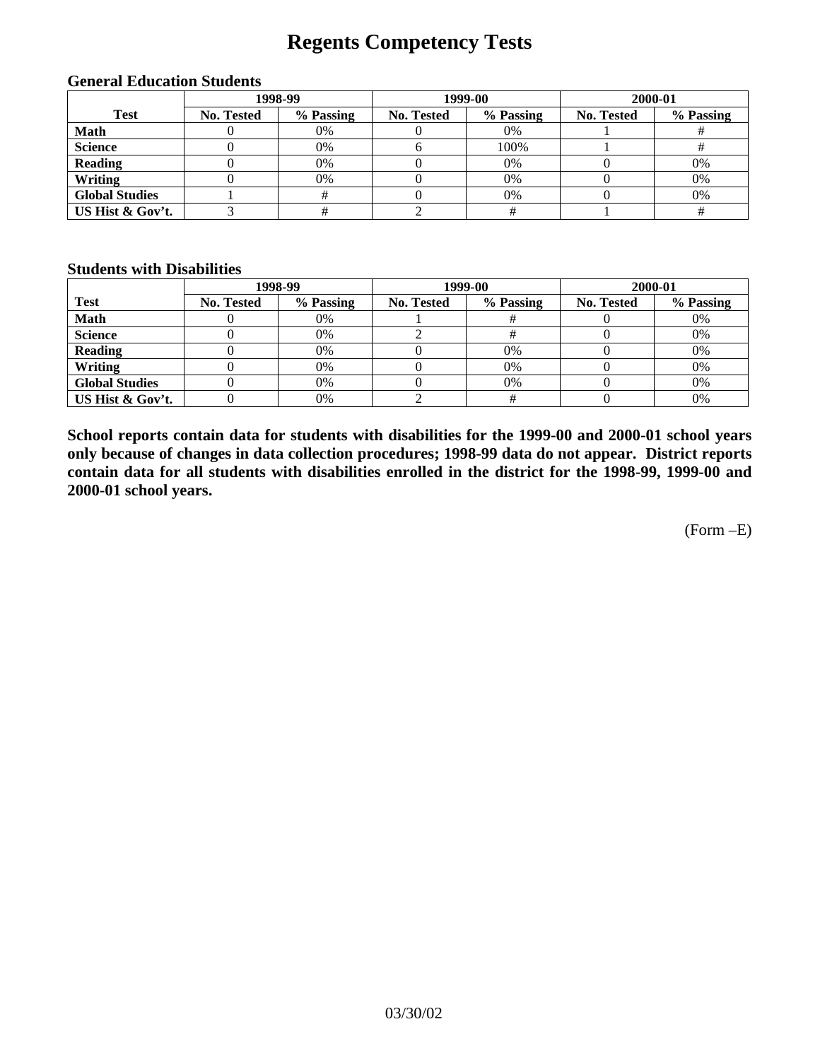# Regents Competency Tests

### General Education Students

| | 1998-99 | | 1999-00 | | 2000-01 | |
|---|---|---|---|---|---|---|
| **Test** | **No. Tested** | **% Passing** | **No. Tested** | **% Passing** | **No. Tested** | **% Passing** |
| **Math** | 0 | 0% | 0 | 0% | 1 | # |
| **Science** | 0 | 0% | 6 | 100% | 1 | # |
| **Reading** | 0 | 0% | 0 | 0% | 0 | 0% |
| **Writing** | 0 | 0% | 0 | 0% | 0 | 0% |
| **Global Studies** | 1 | # | 0 | 0% | 0 | 0% |
| **US Hist & Gov't.** | 3 | # | 2 | # | 1 | # |

### Students with Disabilities

| | 1998-99 | | 1999-00 | | 2000-01 | |
|---|---|---|---|---|---|---|
| **Test** | **No. Tested** | **% Passing** | **No. Tested** | **% Passing** | **No. Tested** | **% Passing** |
| **Math** | 0 | 0% | 1 | # | 0 | 0% |
| **Science** | 0 | 0% | 2 | # | 0 | 0% |
| **Reading** | 0 | 0% | 0 | 0% | 0 | 0% |
| **Writing** | 0 | 0% | 0 | 0% | 0 | 0% |
| **Global Studies** | 0 | 0% | 0 | 0% | 0 | 0% |
| **US Hist & Gov't.** | 0 | 0% | 2 | # | 0 | 0% |

**School reports contain data for students with disabilities for the 1999-00 and 2000-01 school years only because of changes in data collection procedures; 1998-99 data do not appear. District reports contain data for all students with disabilities enrolled in the district for the 1998-99, 1999-00 and 2000-01 school years.**

(Form –E)

03/30/02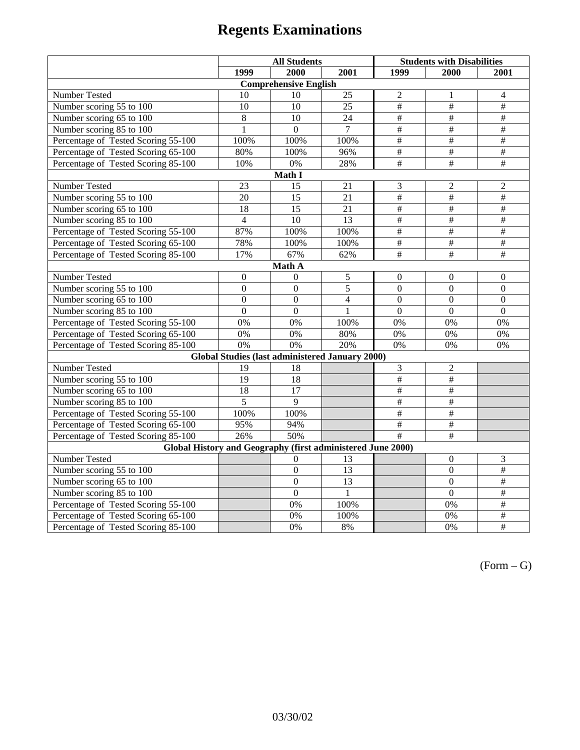# Regents Examinations

| | All Students | | | Students with Disabilities | | |
|---|---|---|---|---|---|---|
| | 1999 | 2000 | 2001 | 1999 | 2000 | 2001 |
| **Comprehensive English** | | | | | | |
| Number Tested | 10 | 10 | 25 | 2 | 1 | 4 |
| Number scoring 55 to 100 | 10 | 10 | 25 | # | # | # |
| Number scoring 65 to 100 | 8 | 10 | 24 | # | # | # |
| Number scoring 85 to 100 | 1 | 0 | 7 | # | # | # |
| Percentage of Tested Scoring 55-100 | 100% | 100% | 100% | # | # | # |
| Percentage of Tested Scoring 65-100 | 80% | 100% | 96% | # | # | # |
| Percentage of Tested Scoring 85-100 | 10% | 0% | 28% | # | # | # |
| **Math I** | | | | | | |
| Number Tested | 23 | 15 | 21 | 3 | 2 | 2 |
| Number scoring 55 to 100 | 20 | 15 | 21 | # | # | # |
| Number scoring 65 to 100 | 18 | 15 | 21 | # | # | # |
| Number scoring 85 to 100 | 4 | 10 | 13 | # | # | # |
| Percentage of Tested Scoring 55-100 | 87% | 100% | 100% | # | # | # |
| Percentage of Tested Scoring 65-100 | 78% | 100% | 100% | # | # | # |
| Percentage of Tested Scoring 85-100 | 17% | 67% | 62% | # | # | # |
| **Math A** | | | | | | |
| Number Tested | 0 | 0 | 5 | 0 | 0 | 0 |
| Number scoring 55 to 100 | 0 | 0 | 5 | 0 | 0 | 0 |
| Number scoring 65 to 100 | 0 | 0 | 4 | 0 | 0 | 0 |
| Number scoring 85 to 100 | 0 | 0 | 1 | 0 | 0 | 0 |
| Percentage of Tested Scoring 55-100 | 0% | 0% | 100% | 0% | 0% | 0% |
| Percentage of Tested Scoring 65-100 | 0% | 0% | 80% | 0% | 0% | 0% |
| Percentage of Tested Scoring 85-100 | 0% | 0% | 20% | 0% | 0% | 0% |
| **Global Studies (last administered January 2000)** | | | | | | |
| Number Tested | 19 | 18 | | 3 | 2 | |
| Number scoring 55 to 100 | 19 | 18 | | # | # | |
| Number scoring 65 to 100 | 18 | 17 | | # | # | |
| Number scoring 85 to 100 | 5 | 9 | | # | # | |
| Percentage of Tested Scoring 55-100 | 100% | 100% | | # | # | |
| Percentage of Tested Scoring 65-100 | 95% | 94% | | # | # | |
| Percentage of Tested Scoring 85-100 | 26% | 50% | | # | # | |
| **Global History and Geography (first administered June 2000)** | | | | | | |
| Number Tested | | 0 | 13 | | 0 | 3 |
| Number scoring 55 to 100 | | 0 | 13 | | 0 | # |
| Number scoring 65 to 100 | | 0 | 13 | | 0 | # |
| Number scoring 85 to 100 | | 0 | 1 | | 0 | # |
| Percentage of Tested Scoring 55-100 | | 0% | 100% | | 0% | # |
| Percentage of Tested Scoring 65-100 | | 0% | 100% | | 0% | # |
| Percentage of Tested Scoring 85-100 | | 0% | 8% | | 0% | # |

(Form – G)

03/30/02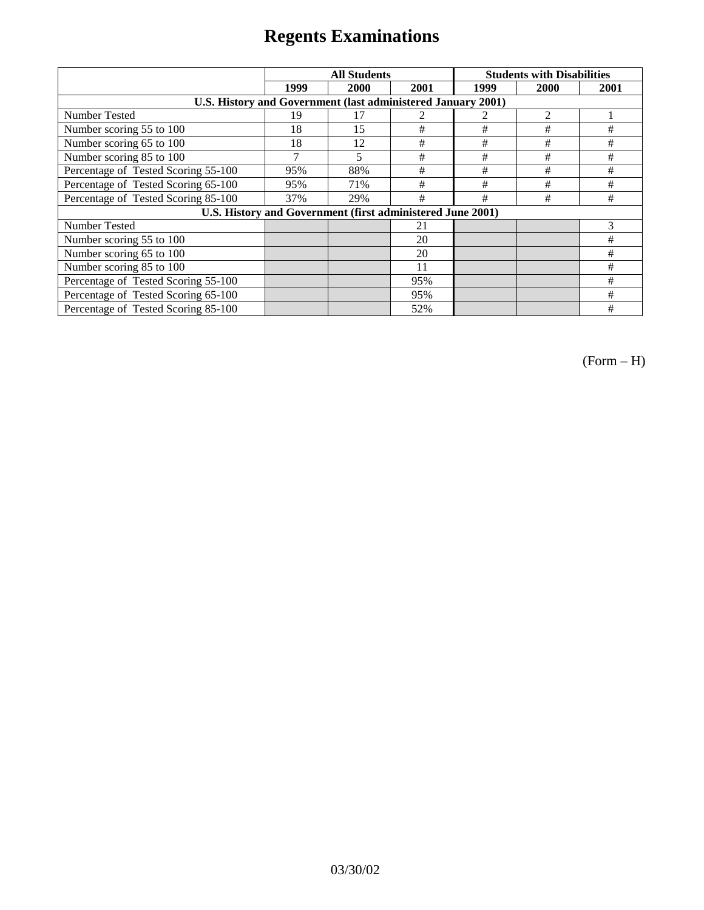# Regents Examinations

| | All Students | | | Students with Disabilities | | |
|---|---|---|---|---|---|---|
| | 1999 | 2000 | 2001 | 1999 | 2000 | 2001 |
| **U.S. History and Government (last administered January 2001)** | | | | | | |
| Number Tested | 19 | 17 | 2 | 2 | 2 | 1 |
| Number scoring 55 to 100 | 18 | 15 | # | # | # | # |
| Number scoring 65 to 100 | 18 | 12 | # | # | # | # |
| Number scoring 85 to 100 | 7 | 5 | # | # | # | # |
| Percentage of Tested Scoring 55-100 | 95% | 88% | # | # | # | # |
| Percentage of Tested Scoring 65-100 | 95% | 71% | # | # | # | # |
| Percentage of Tested Scoring 85-100 | 37% | 29% | # | # | # | # |
| **U.S. History and Government (first administered June 2001)** | | | | | | |
| Number Tested | | | 21 | | | 3 |
| Number scoring 55 to 100 | | | 20 | | | # |
| Number scoring 65 to 100 | | | 20 | | | # |
| Number scoring 85 to 100 | | | 11 | | | # |
| Percentage of Tested Scoring 55-100 | | | 95% | | | # |
| Percentage of Tested Scoring 65-100 | | | 95% | | | # |
| Percentage of Tested Scoring 85-100 | | | 52% | | | # |

(Form – H)

03/30/02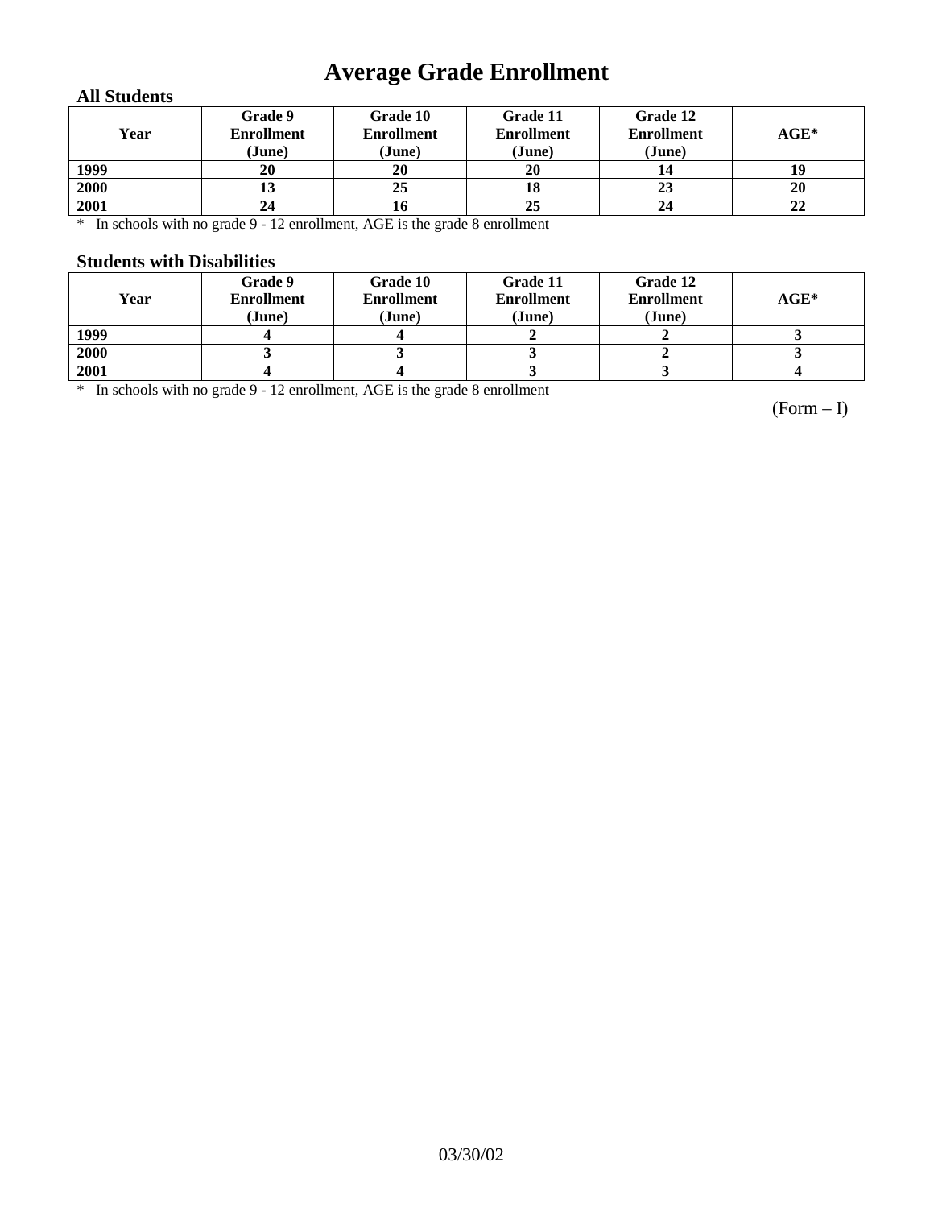# Average Grade Enrollment

### All Students

| Year | Grade 9 Enrollment (June) | Grade 10 Enrollment (June) | Grade 11 Enrollment (June) | Grade 12 Enrollment (June) | AGE* |
|---|---|---|---|---|---|
| 1999 | 20 | 20 | 20 | 14 | 19 |
| 2000 | 13 | 25 | 18 | 23 | 20 |
| 2001 | 24 | 16 | 25 | 24 | 22 |

* In schools with no grade 9 - 12 enrollment, AGE is the grade 8 enrollment

### Students with Disabilities

| Year | Grade 9 Enrollment (June) | Grade 10 Enrollment (June) | Grade 11 Enrollment (June) | Grade 12 Enrollment (June) | AGE* |
|---|---|---|---|---|---|
| 1999 | 4 | 4 | 2 | 2 | 3 |
| 2000 | 3 | 3 | 3 | 2 | 3 |
| 2001 | 4 | 4 | 3 | 3 | 4 |

* In schools with no grade 9 - 12 enrollment, AGE is the grade 8 enrollment

(Form – I)

03/30/02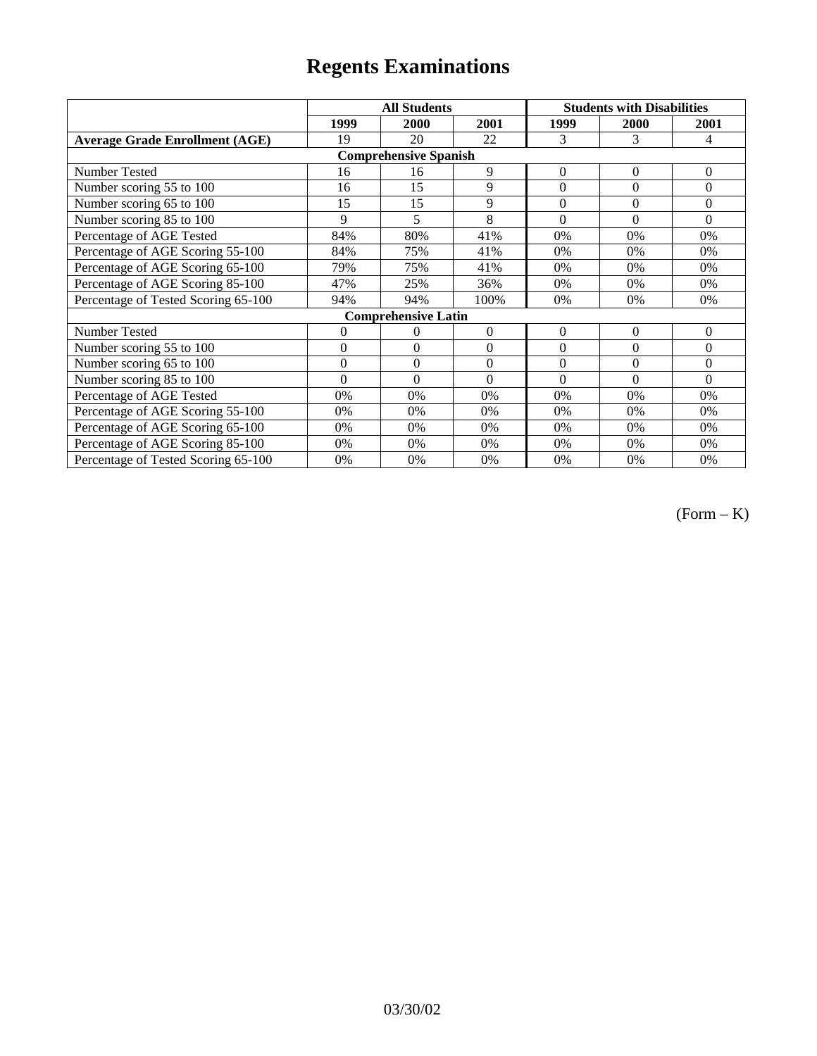# Regents Examinations

| | All Students | | | Students with Disabilities | | |
|---|---|---|---|---|---|---|
| | 1999 | 2000 | 2001 | 1999 | 2000 | 2001 |
| **Average Grade Enrollment (AGE)** | 19 | 20 | 22 | 3 | 3 | 4 |
| **Comprehensive Spanish** | | | | | | |
| Number Tested | 16 | 16 | 9 | 0 | 0 | 0 |
| Number scoring 55 to 100 | 16 | 15 | 9 | 0 | 0 | 0 |
| Number scoring 65 to 100 | 15 | 15 | 9 | 0 | 0 | 0 |
| Number scoring 85 to 100 | 9 | 5 | 8 | 0 | 0 | 0 |
| Percentage of AGE Tested | 84% | 80% | 41% | 0% | 0% | 0% |
| Percentage of AGE Scoring 55-100 | 84% | 75% | 41% | 0% | 0% | 0% |
| Percentage of AGE Scoring 65-100 | 79% | 75% | 41% | 0% | 0% | 0% |
| Percentage of AGE Scoring 85-100 | 47% | 25% | 36% | 0% | 0% | 0% |
| Percentage of Tested Scoring 65-100 | 94% | 94% | 100% | 0% | 0% | 0% |
| **Comprehensive Latin** | | | | | | |
| Number Tested | 0 | 0 | 0 | 0 | 0 | 0 |
| Number scoring 55 to 100 | 0 | 0 | 0 | 0 | 0 | 0 |
| Number scoring 65 to 100 | 0 | 0 | 0 | 0 | 0 | 0 |
| Number scoring 85 to 100 | 0 | 0 | 0 | 0 | 0 | 0 |
| Percentage of AGE Tested | 0% | 0% | 0% | 0% | 0% | 0% |
| Percentage of AGE Scoring 55-100 | 0% | 0% | 0% | 0% | 0% | 0% |
| Percentage of AGE Scoring 65-100 | 0% | 0% | 0% | 0% | 0% | 0% |
| Percentage of AGE Scoring 85-100 | 0% | 0% | 0% | 0% | 0% | 0% |
| Percentage of Tested Scoring 65-100 | 0% | 0% | 0% | 0% | 0% | 0% |

(Form – K)

03/30/02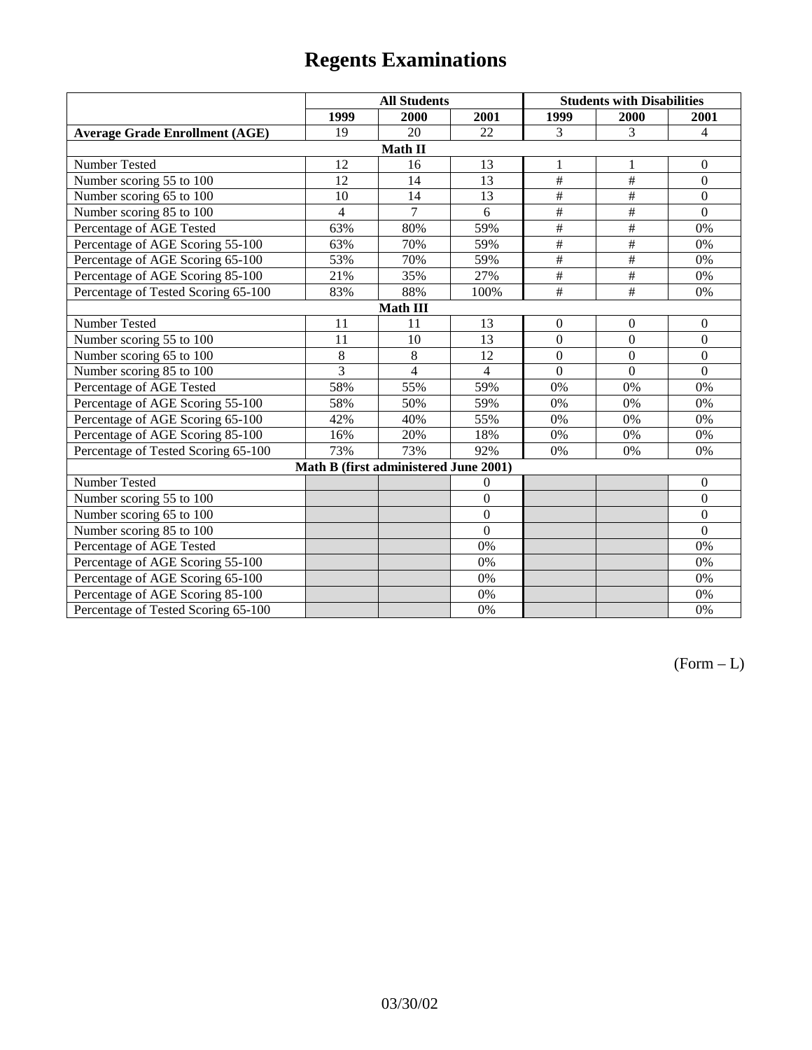# Regents Examinations

| | All Students | | | Students with Disabilities | | |
|---|---|---|---|---|---|---|
| | 1999 | 2000 | 2001 | 1999 | 2000 | 2001 |
| **Average Grade Enrollment (AGE)** | 19 | 20 | 22 | 3 | 3 | 4 |
| **Math II** | | | | | | |
| Number Tested | 12 | 16 | 13 | 1 | 1 | 0 |
| Number scoring 55 to 100 | 12 | 14 | 13 | # | # | 0 |
| Number scoring 65 to 100 | 10 | 14 | 13 | # | # | 0 |
| Number scoring 85 to 100 | 4 | 7 | 6 | # | # | 0 |
| Percentage of AGE Tested | 63% | 80% | 59% | # | # | 0% |
| Percentage of AGE Scoring 55-100 | 63% | 70% | 59% | # | # | 0% |
| Percentage of AGE Scoring 65-100 | 53% | 70% | 59% | # | # | 0% |
| Percentage of AGE Scoring 85-100 | 21% | 35% | 27% | # | # | 0% |
| Percentage of Tested Scoring 65-100 | 83% | 88% | 100% | # | # | 0% |
| **Math III** | | | | | | |
| Number Tested | 11 | 11 | 13 | 0 | 0 | 0 |
| Number scoring 55 to 100 | 11 | 10 | 13 | 0 | 0 | 0 |
| Number scoring 65 to 100 | 8 | 8 | 12 | 0 | 0 | 0 |
| Number scoring 85 to 100 | 3 | 4 | 4 | 0 | 0 | 0 |
| Percentage of AGE Tested | 58% | 55% | 59% | 0% | 0% | 0% |
| Percentage of AGE Scoring 55-100 | 58% | 50% | 59% | 0% | 0% | 0% |
| Percentage of AGE Scoring 65-100 | 42% | 40% | 55% | 0% | 0% | 0% |
| Percentage of AGE Scoring 85-100 | 16% | 20% | 18% | 0% | 0% | 0% |
| Percentage of Tested Scoring 65-100 | 73% | 73% | 92% | 0% | 0% | 0% |
| **Math B (first administered June 2001)** | | | | | | |
| Number Tested | | | 0 | | | 0 |
| Number scoring 55 to 100 | | | 0 | | | 0 |
| Number scoring 65 to 100 | | | 0 | | | 0 |
| Number scoring 85 to 100 | | | 0 | | | 0 |
| Percentage of AGE Tested | | | 0% | | | 0% |
| Percentage of AGE Scoring 55-100 | | | 0% | | | 0% |
| Percentage of AGE Scoring 65-100 | | | 0% | | | 0% |
| Percentage of AGE Scoring 85-100 | | | 0% | | | 0% |
| Percentage of Tested Scoring 65-100 | | | 0% | | | 0% |

(Form – L)

03/30/02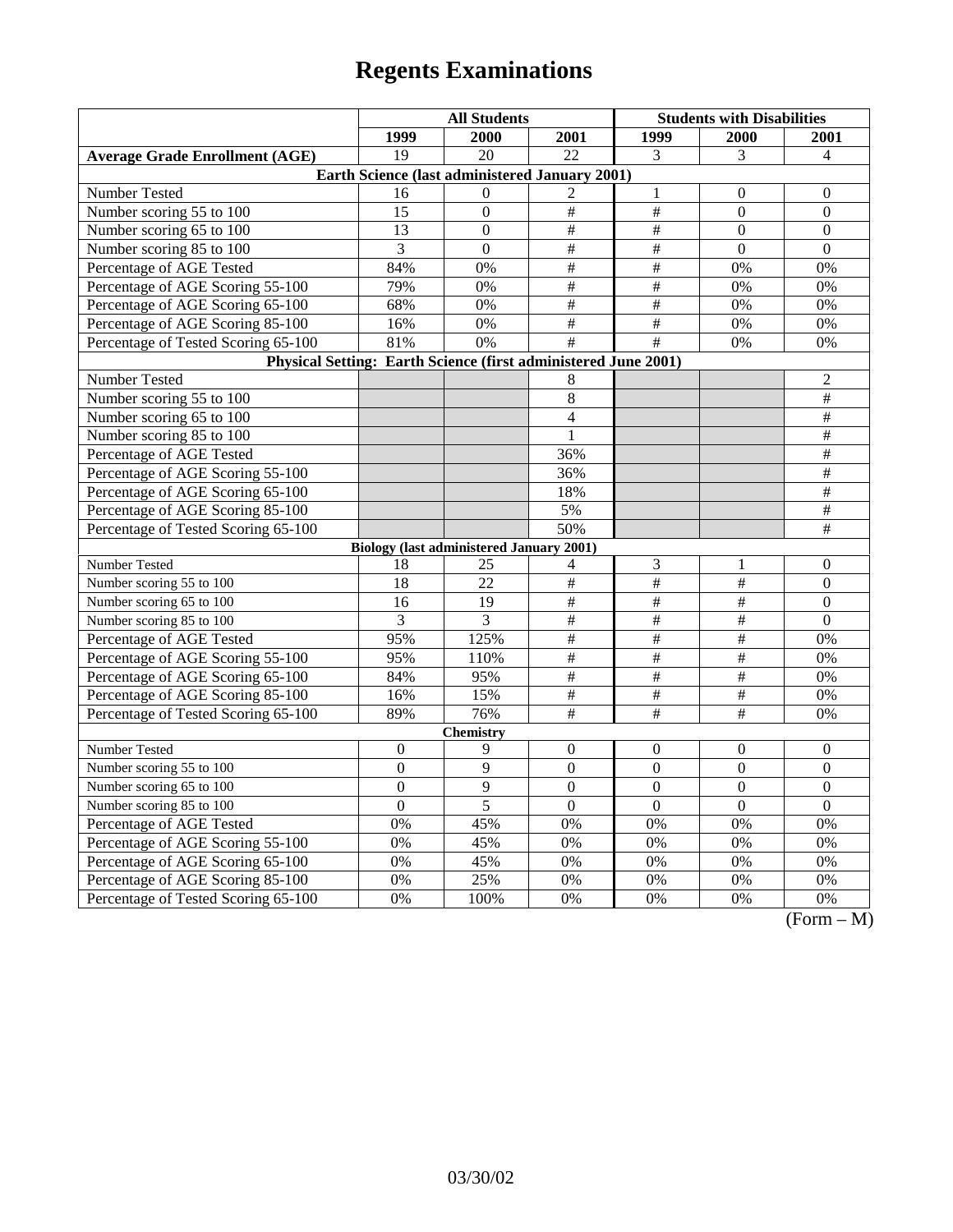# Regents Examinations

| | All Students | | | Students with Disabilities | | |
|---|---|---|---|---|---|---|
| | 1999 | 2000 | 2001 | 1999 | 2000 | 2001 |
| **Average Grade Enrollment (AGE)** | 19 | 20 | 22 | 3 | 3 | 4 |
| **Earth Science (last administered January 2001)** | | | | | | |
| Number Tested | 16 | 0 | 2 | 1 | 0 | 0 |
| Number scoring 55 to 100 | 15 | 0 | # | # | 0 | 0 |
| Number scoring 65 to 100 | 13 | 0 | # | # | 0 | 0 |
| Number scoring 85 to 100 | 3 | 0 | # | # | 0 | 0 |
| Percentage of AGE Tested | 84% | 0% | # | # | 0% | 0% |
| Percentage of AGE Scoring 55-100 | 79% | 0% | # | # | 0% | 0% |
| Percentage of AGE Scoring 65-100 | 68% | 0% | # | # | 0% | 0% |
| Percentage of AGE Scoring 85-100 | 16% | 0% | # | # | 0% | 0% |
| Percentage of Tested Scoring 65-100 | 81% | 0% | # | # | 0% | 0% |
| **Physical Setting: Earth Science (first administered June 2001)** | | | | | | |
| Number Tested | | | 8 | | | 2 |
| Number scoring 55 to 100 | | | 8 | | | # |
| Number scoring 65 to 100 | | | 4 | | | # |
| Number scoring 85 to 100 | | | 1 | | | # |
| Percentage of AGE Tested | | | 36% | | | # |
| Percentage of AGE Scoring 55-100 | | | 36% | | | # |
| Percentage of AGE Scoring 65-100 | | | 18% | | | # |
| Percentage of AGE Scoring 85-100 | | | 5% | | | # |
| Percentage of Tested Scoring 65-100 | | | 50% | | | # |
| **Biology (last administered January 2001)** | | | | | | |
| Number Tested | 18 | 25 | 4 | 3 | 1 | 0 |
| Number scoring 55 to 100 | 18 | 22 | # | # | # | 0 |
| Number scoring 65 to 100 | 16 | 19 | # | # | # | 0 |
| Number scoring 85 to 100 | 3 | 3 | # | # | # | 0 |
| Percentage of AGE Tested | 95% | 125% | # | # | # | 0% |
| Percentage of AGE Scoring 55-100 | 95% | 110% | # | # | # | 0% |
| Percentage of AGE Scoring 65-100 | 84% | 95% | # | # | # | 0% |
| Percentage of AGE Scoring 85-100 | 16% | 15% | # | # | # | 0% |
| Percentage of Tested Scoring 65-100 | 89% | 76% | # | # | # | 0% |
| **Chemistry** | | | | | | |
| Number Tested | 0 | 9 | 0 | 0 | 0 | 0 |
| Number scoring 55 to 100 | 0 | 9 | 0 | 0 | 0 | 0 |
| Number scoring 65 to 100 | 0 | 9 | 0 | 0 | 0 | 0 |
| Number scoring 85 to 100 | 0 | 5 | 0 | 0 | 0 | 0 |
| Percentage of AGE Tested | 0% | 45% | 0% | 0% | 0% | 0% |
| Percentage of AGE Scoring 55-100 | 0% | 45% | 0% | 0% | 0% | 0% |
| Percentage of AGE Scoring 65-100 | 0% | 45% | 0% | 0% | 0% | 0% |
| Percentage of AGE Scoring 85-100 | 0% | 25% | 0% | 0% | 0% | 0% |
| Percentage of Tested Scoring 65-100 | 0% | 100% | 0% | 0% | 0% | 0% |

(Form – M)

03/30/02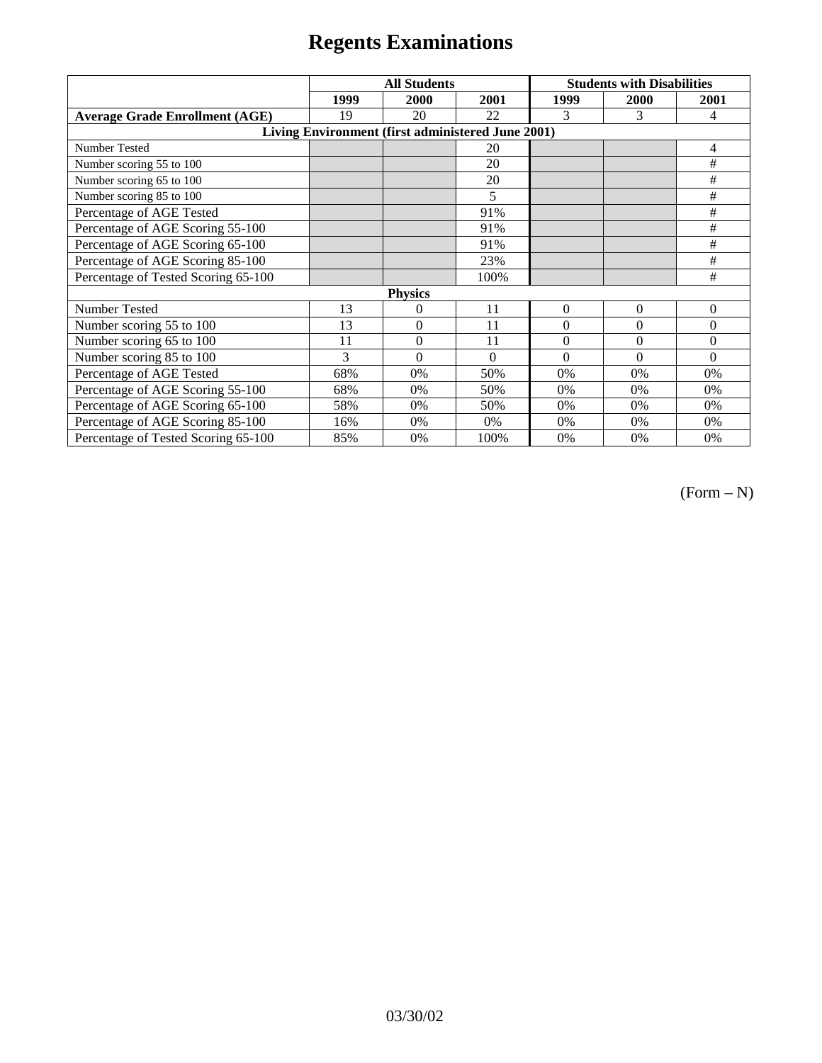# Regents Examinations

| | All Students | | | Students with Disabilities | | |
|---|---|---|---|---|---|---|
| | 1999 | 2000 | 2001 | 1999 | 2000 | 2001 |
| **Average Grade Enrollment (AGE)** | 19 | 20 | 22 | 3 | 3 | 4 |
| **Living Environment (first administered June 2001)** | | | | | | |
| Number Tested | | | 20 | | | 4 |
| Number scoring 55 to 100 | | | 20 | | | # |
| Number scoring 65 to 100 | | | 20 | | | # |
| Number scoring 85 to 100 | | | 5 | | | # |
| Percentage of AGE Tested | | | 91% | | | # |
| Percentage of AGE Scoring 55-100 | | | 91% | | | # |
| Percentage of AGE Scoring 65-100 | | | 91% | | | # |
| Percentage of AGE Scoring 85-100 | | | 23% | | | # |
| Percentage of Tested Scoring 65-100 | | | 100% | | | # |
| **Physics** | | | | | | |
| Number Tested | 13 | 0 | 11 | 0 | 0 | 0 |
| Number scoring 55 to 100 | 13 | 0 | 11 | 0 | 0 | 0 |
| Number scoring 65 to 100 | 11 | 0 | 11 | 0 | 0 | 0 |
| Number scoring 85 to 100 | 3 | 0 | 0 | 0 | 0 | 0 |
| Percentage of AGE Tested | 68% | 0% | 50% | 0% | 0% | 0% |
| Percentage of AGE Scoring 55-100 | 68% | 0% | 50% | 0% | 0% | 0% |
| Percentage of AGE Scoring 65-100 | 58% | 0% | 50% | 0% | 0% | 0% |
| Percentage of AGE Scoring 85-100 | 16% | 0% | 0% | 0% | 0% | 0% |
| Percentage of Tested Scoring 65-100 | 85% | 0% | 100% | 0% | 0% | 0% |

(Form – N)

03/30/02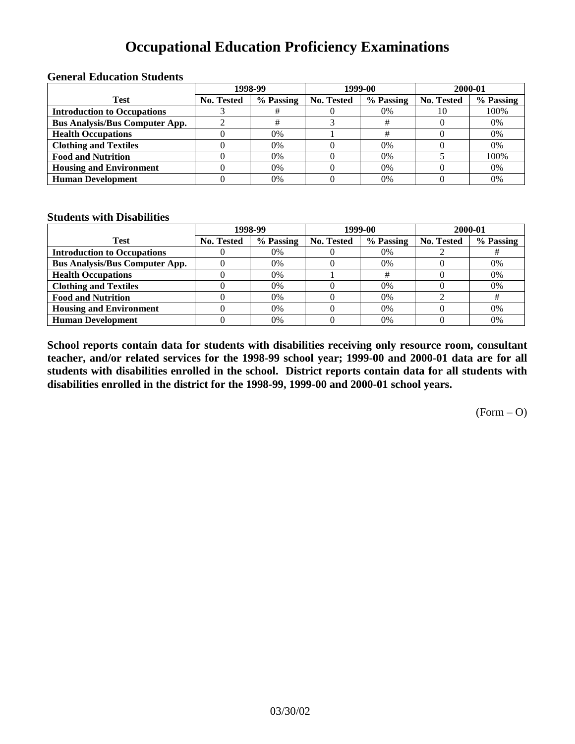# Occupational Education Proficiency Examinations

## General Education Students

| Test | 1998-99 | | 1999-00 | | 2000-01 | |
|---|---|---|---|---|---|---|
| | No. Tested | % Passing | No. Tested | % Passing | No. Tested | % Passing |
| **Introduction to Occupations** | 3 | # | 0 | 0% | 10 | 100% |
| **Bus Analysis/Bus Computer App.** | 2 | # | 3 | # | 0 | 0% |
| **Health Occupations** | 0 | 0% | 1 | # | 0 | 0% |
| **Clothing and Textiles** | 0 | 0% | 0 | 0% | 0 | 0% |
| **Food and Nutrition** | 0 | 0% | 0 | 0% | 5 | 100% |
| **Housing and Environment** | 0 | 0% | 0 | 0% | 0 | 0% |
| **Human Development** | 0 | 0% | 0 | 0% | 0 | 0% |

## Students with Disabilities

| Test | 1998-99 | | 1999-00 | | 2000-01 | |
|---|---|---|---|---|---|---|
| | No. Tested | % Passing | No. Tested | % Passing | No. Tested | % Passing |
| **Introduction to Occupations** | 0 | 0% | 0 | 0% | 2 | # |
| **Bus Analysis/Bus Computer App.** | 0 | 0% | 0 | 0% | 0 | 0% |
| **Health Occupations** | 0 | 0% | 1 | # | 0 | 0% |
| **Clothing and Textiles** | 0 | 0% | 0 | 0% | 0 | 0% |
| **Food and Nutrition** | 0 | 0% | 0 | 0% | 2 | # |
| **Housing and Environment** | 0 | 0% | 0 | 0% | 0 | 0% |
| **Human Development** | 0 | 0% | 0 | 0% | 0 | 0% |

**School reports contain data for students with disabilities receiving only resource room, consultant teacher, and/or related services for the 1998-99 school year; 1999-00 and 2000-01 data are for all students with disabilities enrolled in the school. District reports contain data for all students with disabilities enrolled in the district for the 1998-99, 1999-00 and 2000-01 school years.**

(Form – O)

03/30/02